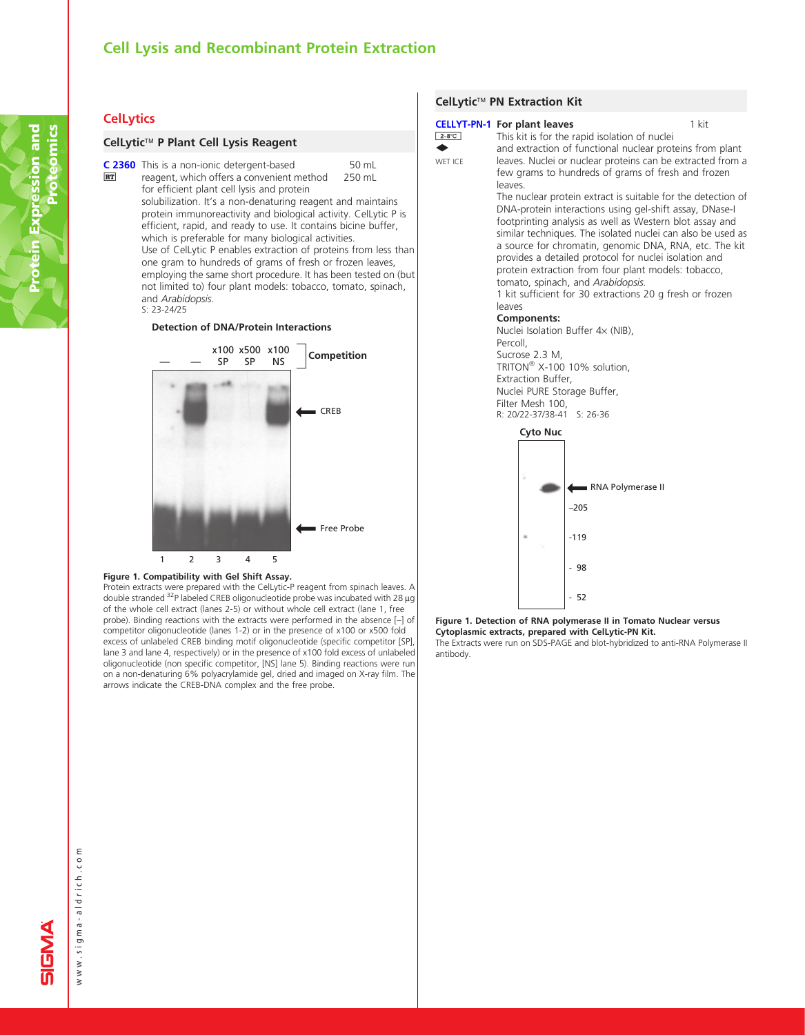# Cell Lysis and Recombinant Protein Extraction

## CelLytics

### CelLytic™ P Plant Cell Lysis Reagent

**C 2360** RT — This is a non-ionic detergent-based reagent, which offers a convenient method for efficient plant cell lysis and protein solubilization. It's a non-denaturing reagent and maintains protein immunoreactivity and biological activity. CelLytic P is efficient, rapid, and ready to use. It contains bicine buffer, which is preferable for many biological activities.

50 mL
250 mL

Use of CelLytic P enables extraction of proteins from less than one gram to hundreds of grams of fresh or frozen leaves, employing the same short procedure. It has been tested on (but not limited to) four plant models: tobacco, tomato, spinach, and *Arabidopsis*.

S: 23-24/25

**Detection of DNA/Protein Interactions**

**Figure 1. Compatibility with Gel Shift Assay.**
Protein extracts were prepared with the CelLytic-P reagent from spinach leaves. A double stranded $^{32}P$ labeled CREB oligonucleotide probe was incubated with 28 μg of the whole cell extract (lanes 2-5) or without whole cell extract (lane 1, free probe). Binding reactions with the extracts were performed in the absence [–] of competitor oligonucleotide (lanes 1-2) or in the presence of x100 or x500 fold excess of unlabeled CREB binding motif oligonucleotide (specific competitor [SP], lane 3 and lane 4, respectively) or in the presence of x100 fold excess of unlabeled oligonucleotide (non specific competitor, [NS] lane 5). Binding reactions were run on a non-denaturing 6% polyacrylamide gel, dried and imaged on X-ray film. The arrows indicate the CREB-DNA complex and the free probe.

### CelLytic™ PN Extraction Kit

**CELLYT-PN-1** **For plant leaves** — 1 kit

2-8°C
WET ICE

This kit is for the rapid isolation of nuclei and extraction of functional nuclear proteins from plant leaves. Nuclei or nuclear proteins can be extracted from a few grams to hundreds of grams of fresh and frozen leaves.

The nuclear protein extract is suitable for the detection of DNA-protein interactions using gel-shift assay, DNase-I footprinting analysis as well as Western blot assay and similar techniques. The isolated nuclei can also be used as a source for chromatin, genomic DNA, RNA, etc. The kit provides a detailed protocol for nuclei isolation and protein extraction from four plant models: tobacco, tomato, spinach, and *Arabidopsis*.

1 kit sufficient for 30 extractions 20 g fresh or frozen leaves

**Components:**
Nuclei Isolation Buffer 4× (NIB),
Percoll,
Sucrose 2.3 M,
TRITON® X-100 10% solution,
Extraction Buffer,
Nuclei PURE Storage Buffer,
Filter Mesh 100,

R: 20/22-37/38-41 S: 26-36

**Figure 1. Detection of RNA polymerase II in Tomato Nuclear versus Cytoplasmic extracts, prepared with CelLytic-PN Kit.**
The Extracts were run on SDS-PAGE and blot-hybridized to anti-RNA Polymerase II antibody.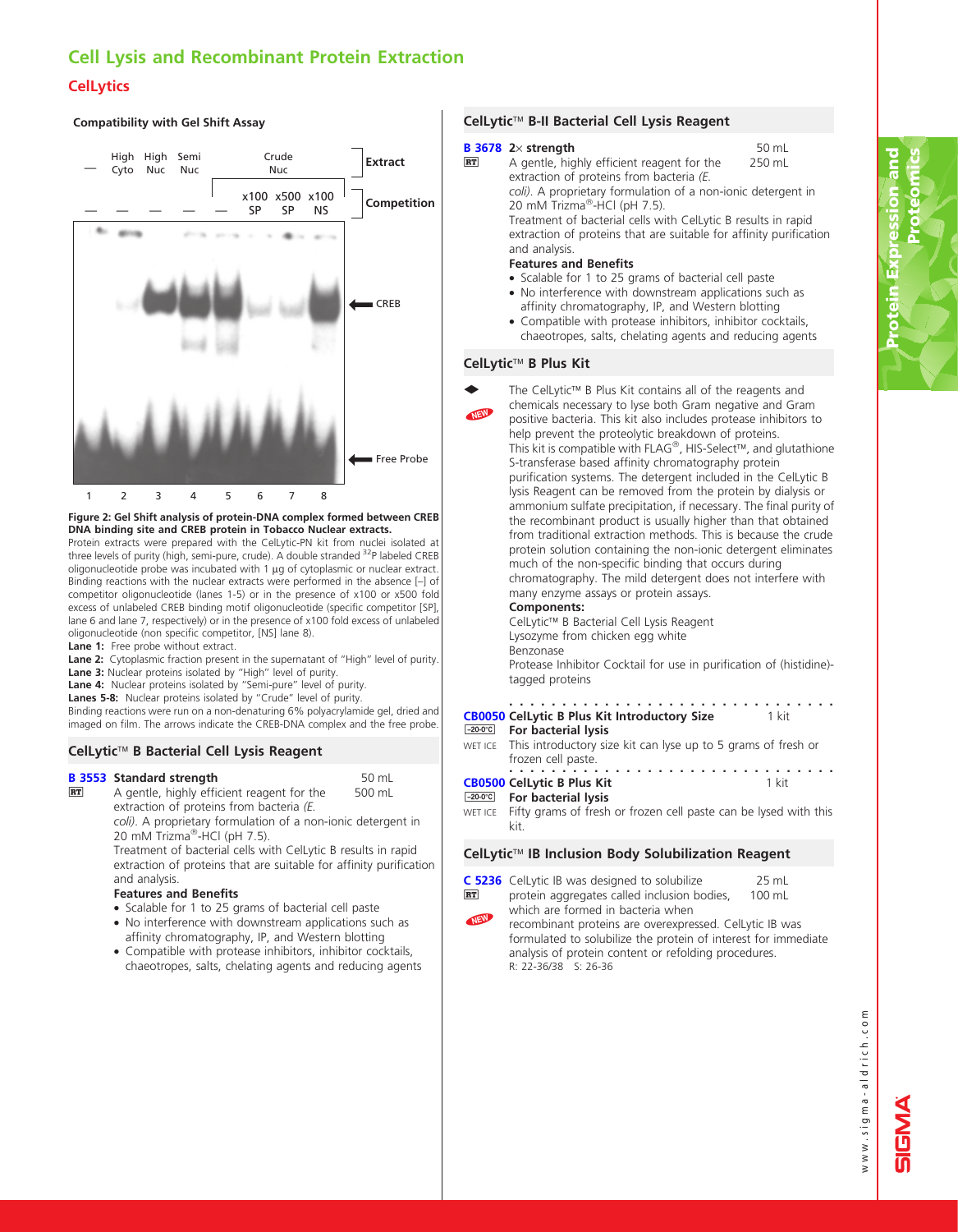# Cell Lysis and Recombinant Protein Extraction

## CelLytics

### Compatibility with Gel Shift Assay

**Figure 2: Gel Shift analysis of protein-DNA complex formed between CREB DNA binding site and CREB protein in Tobacco Nuclear extracts.**

Protein extracts were prepared with the CelLytic-PN kit from nuclei isolated at three levels of purity (high, semi-pure, crude). A double stranded $^{32}P$ labeled CREB oligonucleotide probe was incubated with 1 µg of cytoplasmic or nuclear extract. Binding reactions with the nuclear extracts were performed in the absence [–] of competitor oligonucleotide (lanes 1-5) or in the presence of x100 or x500 fold excess of unlabeled CREB binding motif oligonucleotide (specific competitor [SP], lane 6 and lane 7, respectively) or in the presence of x100 fold excess of unlabeled oligonucleotide (non specific competitor, [NS] lane 8).

**Lane 1:** Free probe without extract.
**Lane 2:** Cytoplasmic fraction present in the supernatant of "High" level of purity.
**Lane 3:** Nuclear proteins isolated by "High" level of purity.
**Lane 4:** Nuclear proteins isolated by "Semi-pure" level of purity.
**Lanes 5-8:** Nuclear proteins isolated by "Crude" level of purity.

Binding reactions were run on a non-denaturing 6% polyacrylamide gel, dried and imaged on film. The arrows indicate the CREB-DNA complex and the free probe.

### CelLytic™ B Bacterial Cell Lysis Reagent

**B 3553 Standard strength** — 50 mL, 500 mL
RT

A gentle, highly efficient reagent for the extraction of proteins from bacteria *(E. coli)*. A proprietary formulation of a non-ionic detergent in 20 mM Trizma®-HCl (pH 7.5).

Treatment of bacterial cells with CelLytic B results in rapid extraction of proteins that are suitable for affinity purification and analysis.

**Features and Benefits**

- Scalable for 1 to 25 grams of bacterial cell paste
- No interference with downstream applications such as affinity chromatography, IP, and Western blotting
- Compatible with protease inhibitors, inhibitor cocktails, chaeotropes, salts, chelating agents and reducing agents

### CelLytic™ B-II Bacterial Cell Lysis Reagent

**B 3678 2× strength** — 50 mL, 250 mL
RT

A gentle, highly efficient reagent for the extraction of proteins from bacteria *(E. coli)*. A proprietary formulation of a non-ionic detergent in 20 mM Trizma®-HCl (pH 7.5).

Treatment of bacterial cells with CelLytic B results in rapid extraction of proteins that are suitable for affinity purification and analysis.

**Features and Benefits**

- Scalable for 1 to 25 grams of bacterial cell paste
- No interference with downstream applications such as affinity chromatography, IP, and Western blotting
- Compatible with protease inhibitors, inhibitor cocktails, chaeotropes, salts, chelating agents and reducing agents

### CelLytic™ B Plus Kit

NEW

The CelLytic™ B Plus Kit contains all of the reagents and chemicals necessary to lyse both Gram negative and Gram positive bacteria. This kit also includes protease inhibitors to help prevent the proteolytic breakdown of proteins.

This kit is compatible with FLAG®, HIS-Select™, and glutathione S-transferase based affinity chromatography protein purification systems. The detergent included in the CelLytic B lysis Reagent can be removed from the protein by dialysis or ammonium sulfate precipitation, if necessary. The final purity of the recombinant product is usually higher than that obtained from traditional extraction methods. This is because the crude protein solution containing the non-ionic detergent eliminates much of the non-specific binding that occurs during chromatography. The mild detergent does not interfere with many enzyme assays or protein assays.

**Components:**

CelLytic™ B Bacterial Cell Lysis Reagent
Lysozyme from chicken egg white
Benzonase
Protease Inhibitor Cocktail for use in purification of (histidine)-tagged proteins

**CB0050 CelLytic B Plus Kit Introductory Size** — 1 kit
-20-0°C **For bacterial lysis**
WET ICE This introductory size kit can lyse up to 5 grams of fresh or frozen cell paste.

**CB0500 CelLytic B Plus Kit** — 1 kit
-20-0°C **For bacterial lysis**
WET ICE Fifty grams of fresh or frozen cell paste can be lysed with this kit.

### CelLytic™ IB Inclusion Body Solubilization Reagent

**C 5236** — 25 mL, 100 mL
RT
NEW

CelLytic IB was designed to solubilize protein aggregates called inclusion bodies, which are formed in bacteria when recombinant proteins are overexpressed. CelLytic IB was formulated to solubilize the protein of interest for immediate analysis of protein content or refolding procedures.

R: 22-36/38 S: 26-36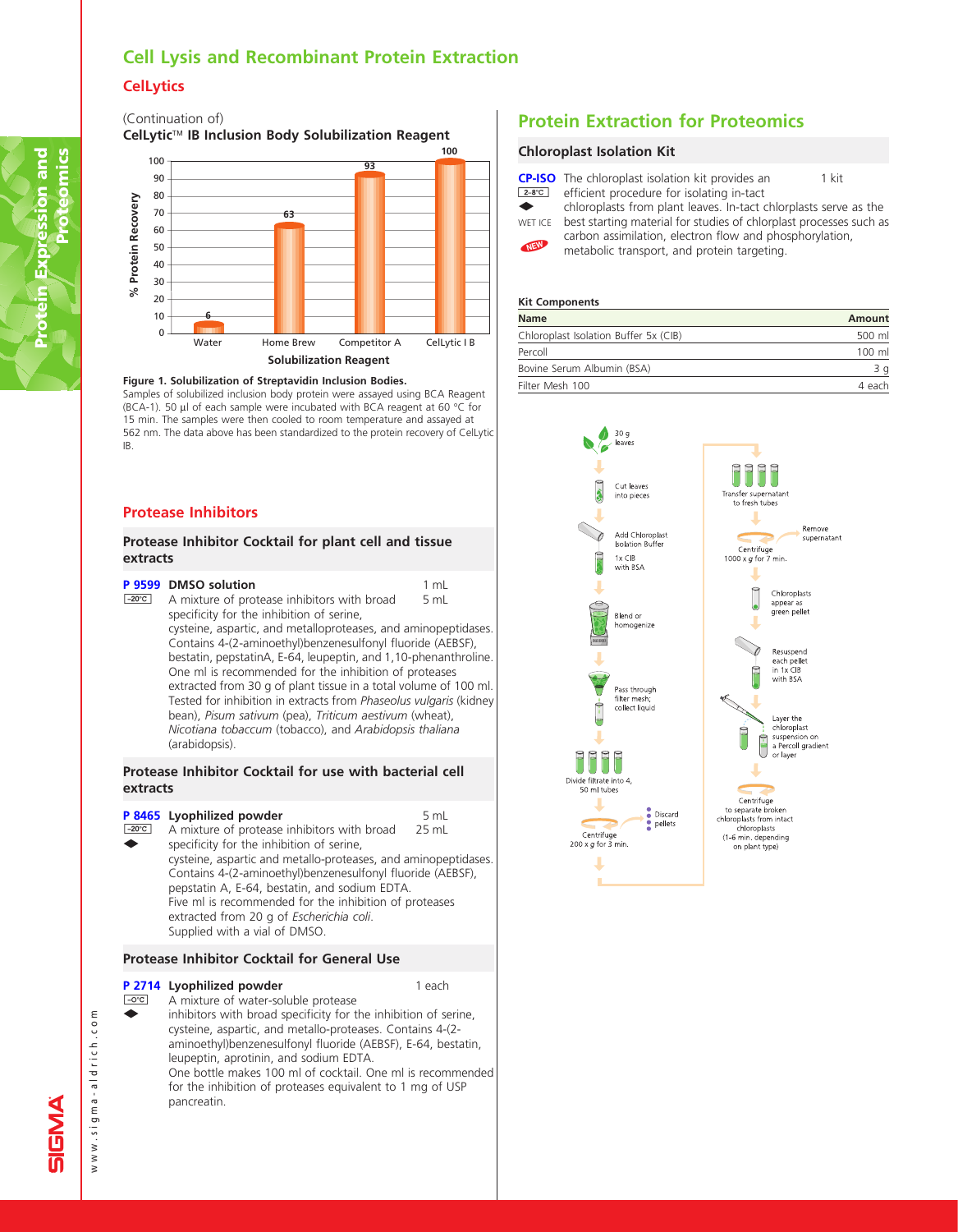# Cell Lysis and Recombinant Protein Extraction

## CelLytics

(Continuation of)

**CelLytic™ IB Inclusion Body Solubilization Reagent**

% Protein Recovery

100
90
80
70
60
50
40
30
20
10
0

6
63
93
100

Water
Home Brew
Competitor A
CelLytic I B

Solubilization Reagent

**Figure 1. Solubilization of Streptavidin Inclusion Bodies.**
Samples of solubilized inclusion body protein were assayed using BCA Reagent (BCA-1). 50 µl of each sample were incubated with BCA reagent at 60 °C for 15 min. The samples were then cooled to room temperature and assayed at 562 nm. The data above has been standardized to the protein recovery of CelLytic IB.

## Protease Inhibitors

### Protease Inhibitor Cocktail for plant cell and tissue extracts

**P 9599** –20°C **DMSO solution** 1 mL, 5 mL

A mixture of protease inhibitors with broad specificity for the inhibition of serine, cysteine, aspartic, and metalloproteases, and aminopeptidases. Contains 4-(2-aminoethyl)benzenesulfonyl fluoride (AEBSF), bestatin, pepstatinA, E-64, leupeptin, and 1,10-phenanthroline. One ml is recommended for the inhibition of proteases extracted from 30 g of plant tissue in a total volume of 100 ml. Tested for inhibition in extracts from *Phaseolus vulgaris* (kidney bean), *Pisum sativum* (pea), *Triticum aestivum* (wheat), *Nicotiana tobaccum* (tobacco), and *Arabidopsis thaliana* (arabidopsis).

### Protease Inhibitor Cocktail for use with bacterial cell extracts

**P 8465** –20°C **Lyophilized powder** 5 mL, 25 mL

A mixture of protease inhibitors with broad specificity for the inhibition of serine, cysteine, aspartic and metallo-proteases, and aminopeptidases. Contains 4-(2-aminoethyl)benzenesulfonyl fluoride (AEBSF), pepstatin A, E-64, bestatin, and sodium EDTA. Five ml is recommended for the inhibition of proteases extracted from 20 g of *Escherichia coli*. Supplied with a vial of DMSO.

### Protease Inhibitor Cocktail for General Use

**P 2714** –0°C **Lyophilized powder** 1 each

A mixture of water-soluble protease inhibitors with broad specificity for the inhibition of serine, cysteine, aspartic, and metallo-proteases. Contains 4-(2-aminoethyl)benzenesulfonyl fluoride (AEBSF), E-64, bestatin, leupeptin, aprotinin, and sodium EDTA. One bottle makes 100 ml of cocktail. One ml is recommended for the inhibition of proteases equivalent to 1 mg of USP pancreatin.

# Protein Extraction for Proteomics

## Chloroplast Isolation Kit

**CP-ISO** 2–8°C WET ICE NEW — 1 kit

The chloroplast isolation kit provides an efficient procedure for isolating in-tact chloroplasts from plant leaves. In-tact chlorplasts serve as the best starting material for studies of chlorplast processes such as carbon assimilation, electron flow and phosphorylation, metabolic transport, and protein targeting.

**Kit Components**

| Name | Amount |
|---|---|
| Chloroplast Isolation Buffer 5x (CIB) | 500 ml |
| Percoll | 100 ml |
| Bovine Serum Albumin (BSA) | 3 g |
| Filter Mesh 100 | 4 each |

30 g leaves
Cut leaves into pieces
Add Chloroplast Isolation Buffer
1x CIB with BSA
Blend or homogenize
Pass through filter mesh; collect liquid
Divide filtrate into 4, 50 ml tubes
Centrifuge 200 x *g* for 3 min.
Discard pellets
Transfer supernatant to fresh tubes
Centrifuge 1000 x *g* for 7 min.
Remove supernatant
Chloroplasts appear as green pellet
Resuspend each pellet in 1x CIB with BSA
Layer the chloroplast suspension on a Percoll gradient or layer
Centrifuge to separate broken chloroplasts from intact chloroplasts (1-6 min. depending on plant type)